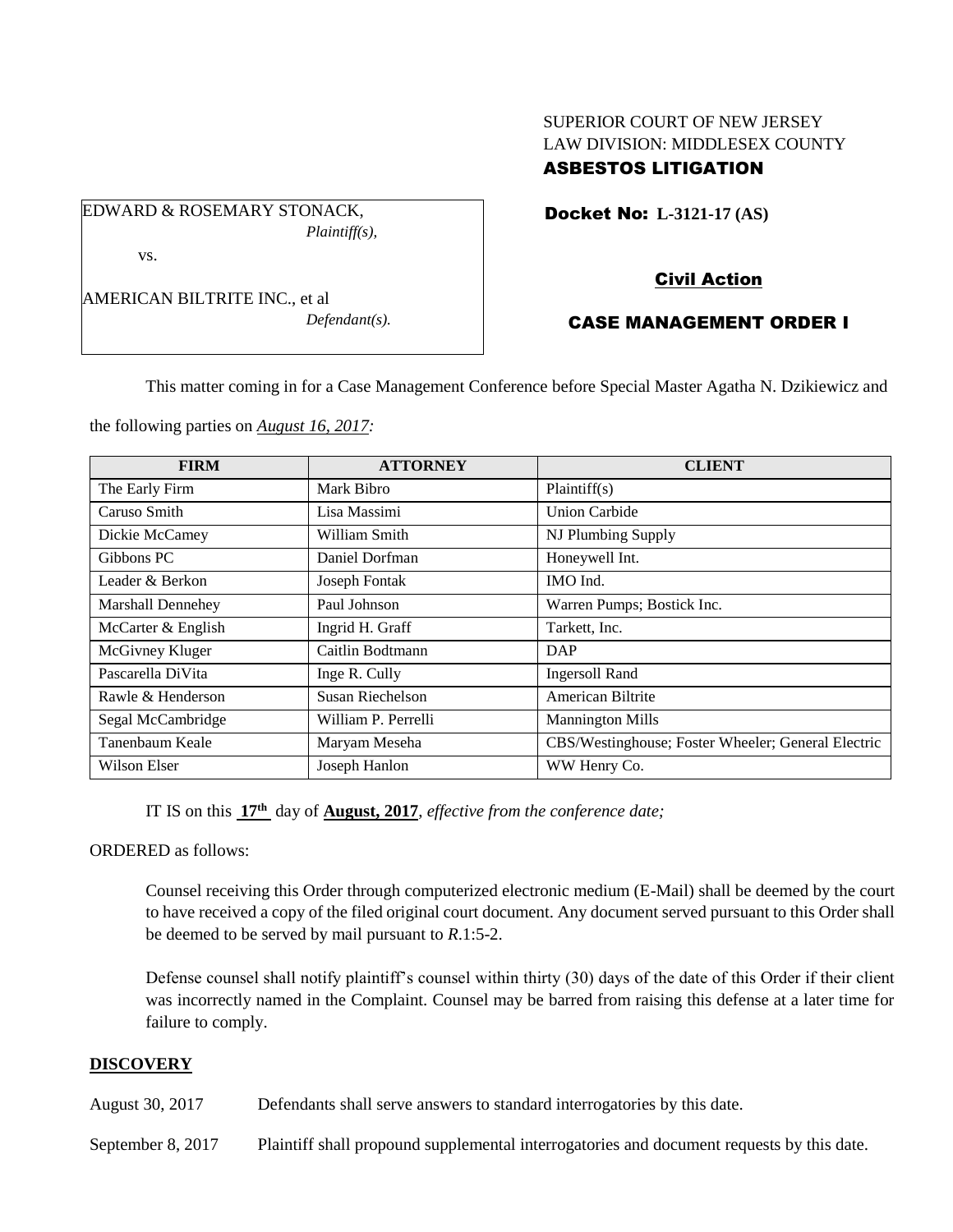SUPERIOR COURT OF NEW JERSEY
LAW DIVISION: MIDDLESEX COUNTY
**ASBESTOS LITIGATION**

EDWARD & ROSEMARY STONACK,
*Plaintiff(s),*

vs.

AMERICAN BILTRITE INC., et al
*Defendant(s).*

**Docket No: L-3121-17 (AS)**

**Civil Action**

**CASE MANAGEMENT ORDER I**

This matter coming in for a Case Management Conference before Special Master Agatha N. Dzikiewicz and the following parties on *August 16, 2017:*

| FIRM | ATTORNEY | CLIENT |
|---|---|---|
| The Early Firm | Mark Bibro | Plaintiff(s) |
| Caruso Smith | Lisa Massimi | Union Carbide |
| Dickie McCamey | William Smith | NJ Plumbing Supply |
| Gibbons PC | Daniel Dorfman | Honeywell Int. |
| Leader & Berkon | Joseph Fontak | IMO Ind. |
| Marshall Dennehey | Paul Johnson | Warren Pumps; Bostick Inc. |
| McCarter & English | Ingrid H. Graff | Tarkett, Inc. |
| McGivney Kluger | Caitlin Bodtmann | DAP |
| Pascarella DiVita | Inge R. Cully | Ingersoll Rand |
| Rawle & Henderson | Susan Riechelson | American Biltrite |
| Segal McCambridge | William P. Perrelli | Mannington Mills |
| Tanenbaum Keale | Maryam Meseha | CBS/Westinghouse; Foster Wheeler; General Electric |
| Wilson Elser | Joseph Hanlon | WW Henry Co. |

IT IS on this **17th** day of **August, 2017**, *effective from the conference date;*

ORDERED as follows:

Counsel receiving this Order through computerized electronic medium (E-Mail) shall be deemed by the court to have received a copy of the filed original court document. Any document served pursuant to this Order shall be deemed to be served by mail pursuant to *R*.1:5-2.

Defense counsel shall notify plaintiff's counsel within thirty (30) days of the date of this Order if their client was incorrectly named in the Complaint. Counsel may be barred from raising this defense at a later time for failure to comply.

## DISCOVERY

August 30, 2017 Defendants shall serve answers to standard interrogatories by this date.

September 8, 2017 Plaintiff shall propound supplemental interrogatories and document requests by this date.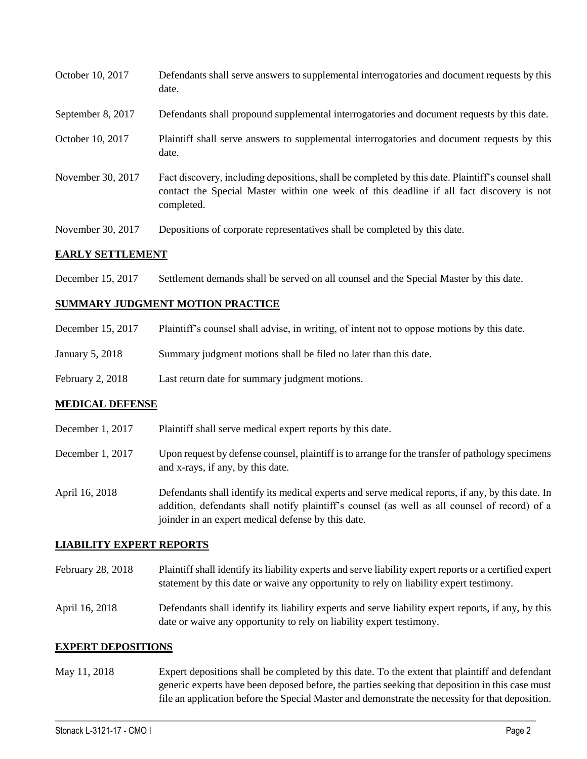| | |
|---|---|
| October 10, 2017 | Defendants shall serve answers to supplemental interrogatories and document requests by this date. |
| September 8, 2017 | Defendants shall propound supplemental interrogatories and document requests by this date. |
| October 10, 2017 | Plaintiff shall serve answers to supplemental interrogatories and document requests by this date. |
| November 30, 2017 | Fact discovery, including depositions, shall be completed by this date. Plaintiff's counsel shall contact the Special Master within one week of this deadline if all fact discovery is not completed. |
| November 30, 2017 | Depositions of corporate representatives shall be completed by this date. |

**EARLY SETTLEMENT**

| | |
|---|---|
| December 15, 2017 | Settlement demands shall be served on all counsel and the Special Master by this date. |

**SUMMARY JUDGMENT MOTION PRACTICE**

| | |
|---|---|
| December 15, 2017 | Plaintiff's counsel shall advise, in writing, of intent not to oppose motions by this date. |
| January 5, 2018 | Summary judgment motions shall be filed no later than this date. |
| February 2, 2018 | Last return date for summary judgment motions. |

**MEDICAL DEFENSE**

| | |
|---|---|
| December 1, 2017 | Plaintiff shall serve medical expert reports by this date. |
| December 1, 2017 | Upon request by defense counsel, plaintiff is to arrange for the transfer of pathology specimens and x-rays, if any, by this date. |
| April 16, 2018 | Defendants shall identify its medical experts and serve medical reports, if any, by this date. In addition, defendants shall notify plaintiff's counsel (as well as all counsel of record) of a joinder in an expert medical defense by this date. |

**LIABILITY EXPERT REPORTS**

| | |
|---|---|
| February 28, 2018 | Plaintiff shall identify its liability experts and serve liability expert reports or a certified expert statement by this date or waive any opportunity to rely on liability expert testimony. |
| April 16, 2018 | Defendants shall identify its liability experts and serve liability expert reports, if any, by this date or waive any opportunity to rely on liability expert testimony. |

**EXPERT DEPOSITIONS**

| | |
|---|---|
| May 11, 2018 | Expert depositions shall be completed by this date. To the extent that plaintiff and defendant generic experts have been deposed before, the parties seeking that deposition in this case must file an application before the Special Master and demonstrate the necessity for that deposition. |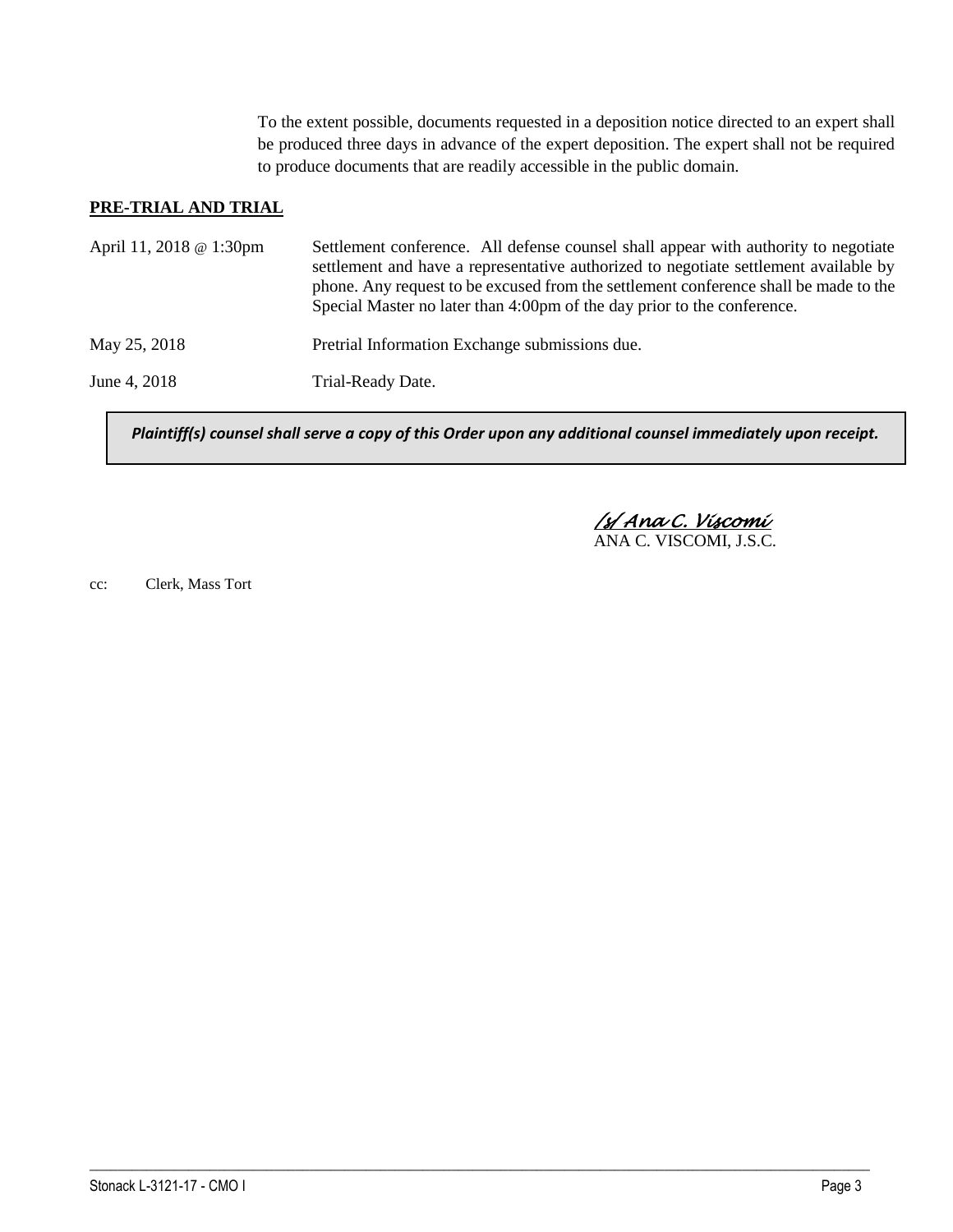To the extent possible, documents requested in a deposition notice directed to an expert shall be produced three days in advance of the expert deposition. The expert shall not be required to produce documents that are readily accessible in the public domain.

**PRE-TRIAL AND TRIAL**

| | |
|---|---|
| April 11, 2018 @ 1:30pm | Settlement conference. All defense counsel shall appear with authority to negotiate settlement and have a representative authorized to negotiate settlement available by phone. Any request to be excused from the settlement conference shall be made to the Special Master no later than 4:00pm of the day prior to the conference. |
| May 25, 2018 | Pretrial Information Exchange submissions due. |
| June 4, 2018 | Trial-Ready Date. |

***Plaintiff(s) counsel shall serve a copy of this Order upon any additional counsel immediately upon receipt.***

/s/ Ana C. Viscomi
ANA C. VISCOMI, J.S.C.

cc: Clerk, Mass Tort